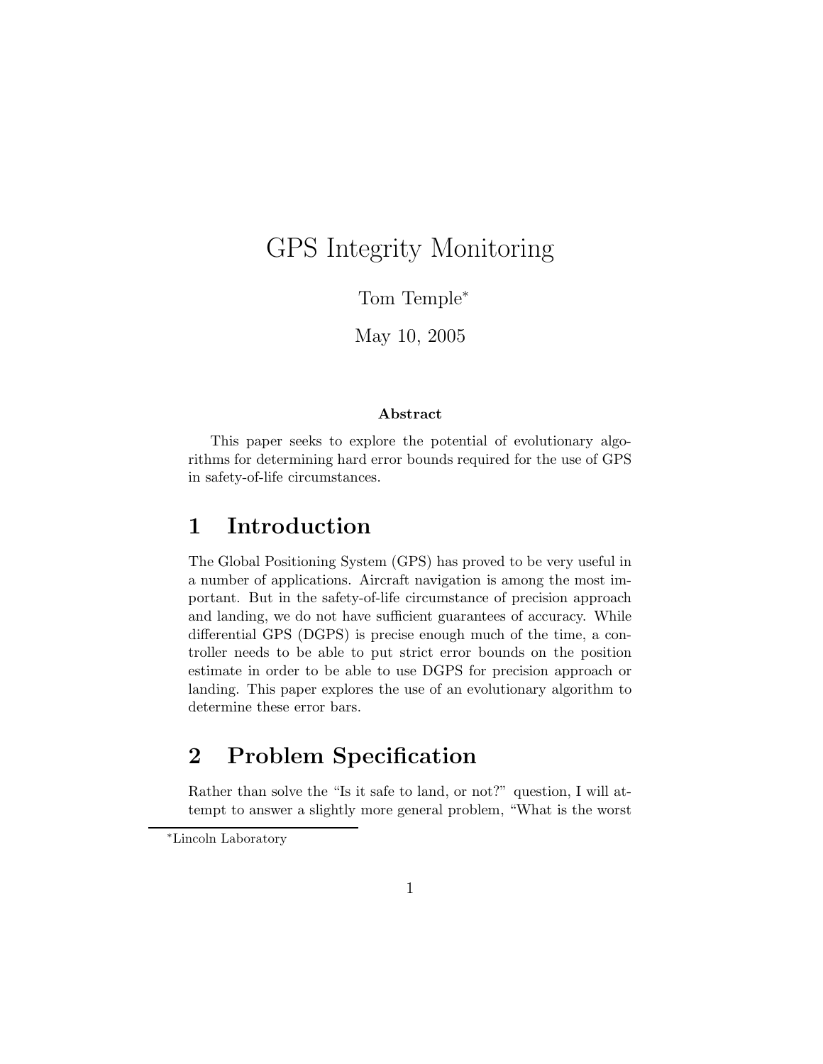# GPS Integrity Monitoring

Tom Temple[*]

May 10, 2005

**Abstract**

This paper seeks to explore the potential of evolutionary algorithms for determining hard error bounds required for the use of GPS in safety-of-life circumstances.

## 1 Introduction

The Global Positioning System (GPS) has proved to be very useful in a number of applications. Aircraft navigation is among the most important. But in the safety-of-life circumstance of precision approach and landing, we do not have sufficient guarantees of accuracy. While differential GPS (DGPS) is precise enough much of the time, a controller needs to be able to put strict error bounds on the position estimate in order to be able to use DGPS for precision approach or landing. This paper explores the use of an evolutionary algorithm to determine these error bars.

## 2 Problem Specification

Rather than solve the "Is it safe to land, or not?" question, I will attempt to answer a slightly more general problem, "What is the worst

[*] Lincoln Laboratory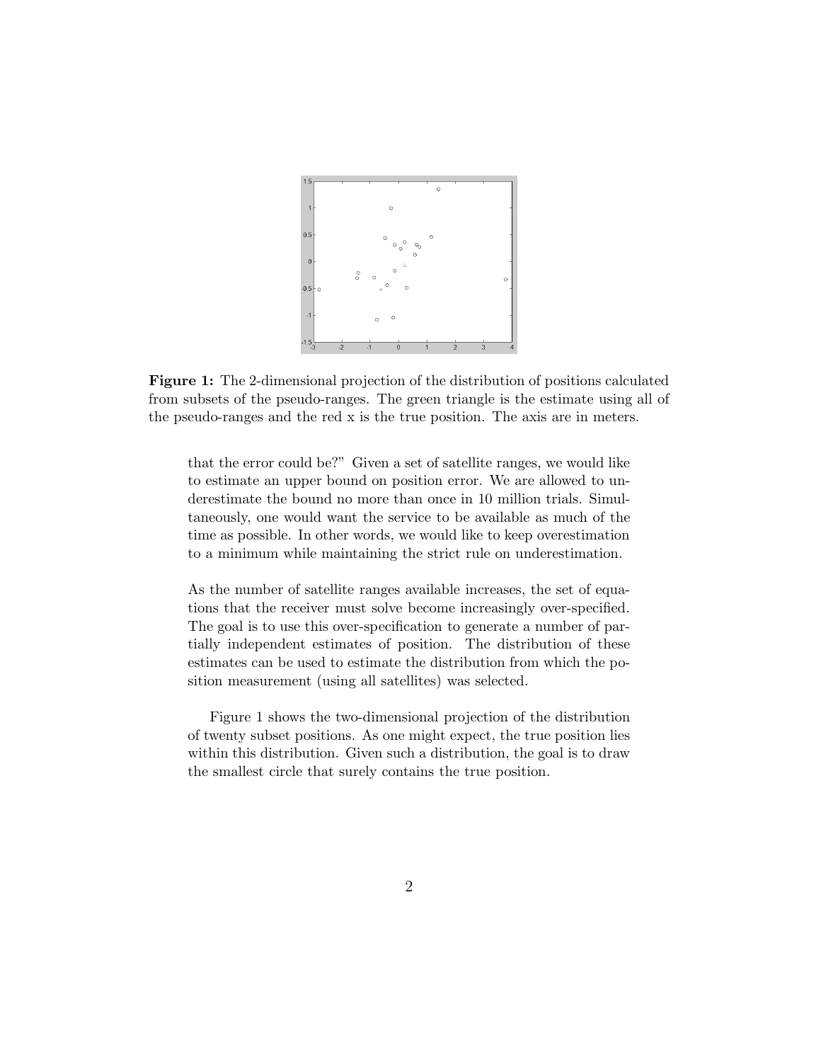**Figure 1:** The 2-dimensional projection of the distribution of positions calculated from subsets of the pseudo-ranges. The green triangle is the estimate using all of the pseudo-ranges and the red x is the true position. The axis are in meters.

that the error could be?" Given a set of satellite ranges, we would like to estimate an upper bound on position error. We are allowed to underestimate the bound no more than once in 10 million trials. Simultaneously, one would want the service to be available as much of the time as possible. In other words, we would like to keep overestimation to a minimum while maintaining the strict rule on underestimation.

As the number of satellite ranges available increases, the set of equations that the receiver must solve become increasingly over-specified. The goal is to use this over-specification to generate a number of partially independent estimates of position. The distribution of these estimates can be used to estimate the distribution from which the position measurement (using all satellites) was selected.

Figure 1 shows the two-dimensional projection of the distribution of twenty subset positions. As one might expect, the true position lies within this distribution. Given such a distribution, the goal is to draw the smallest circle that surely contains the true position.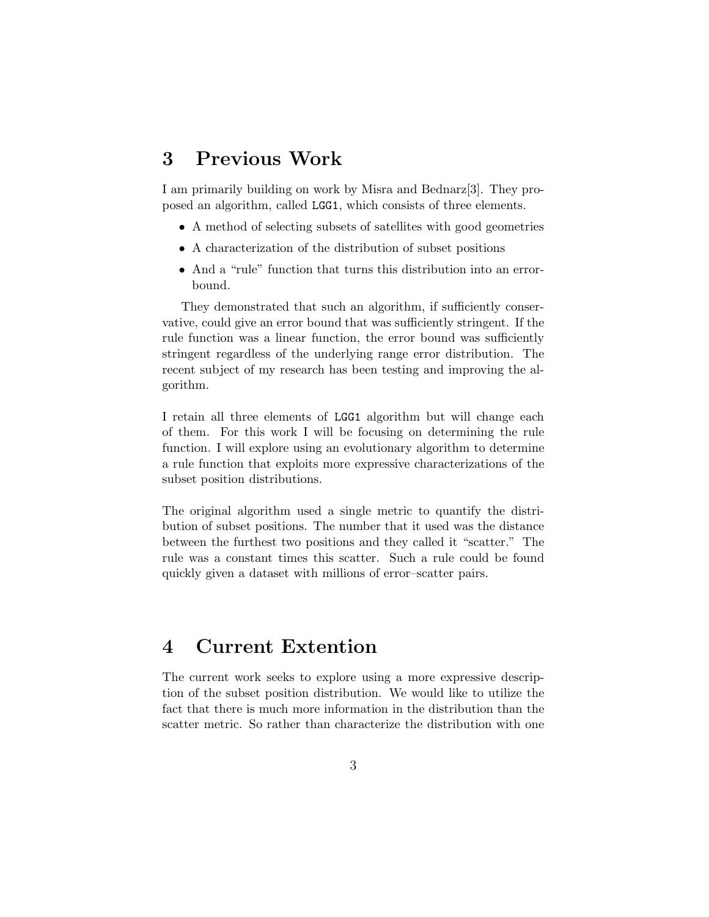## 3 Previous Work

I am primarily building on work by Misra and Bednarz[3]. They proposed an algorithm, called `LGG1`, which consists of three elements.

- A method of selecting subsets of satellites with good geometries
- A characterization of the distribution of subset positions
- And a "rule" function that turns this distribution into an error-bound.

They demonstrated that such an algorithm, if sufficiently conservative, could give an error bound that was sufficiently stringent. If the rule function was a linear function, the error bound was sufficiently stringent regardless of the underlying range error distribution. The recent subject of my research has been testing and improving the algorithm.

I retain all three elements of `LGG1` algorithm but will change each of them. For this work I will be focusing on determining the rule function. I will explore using an evolutionary algorithm to determine a rule function that exploits more expressive characterizations of the subset position distributions.

The original algorithm used a single metric to quantify the distribution of subset positions. The number that it used was the distance between the furthest two positions and they called it "scatter." The rule was a constant times this scatter. Such a rule could be found quickly given a dataset with millions of error–scatter pairs.

## 4 Current Extention

The current work seeks to explore using a more expressive description of the subset position distribution. We would like to utilize the fact that there is much more information in the distribution than the scatter metric. So rather than characterize the distribution with one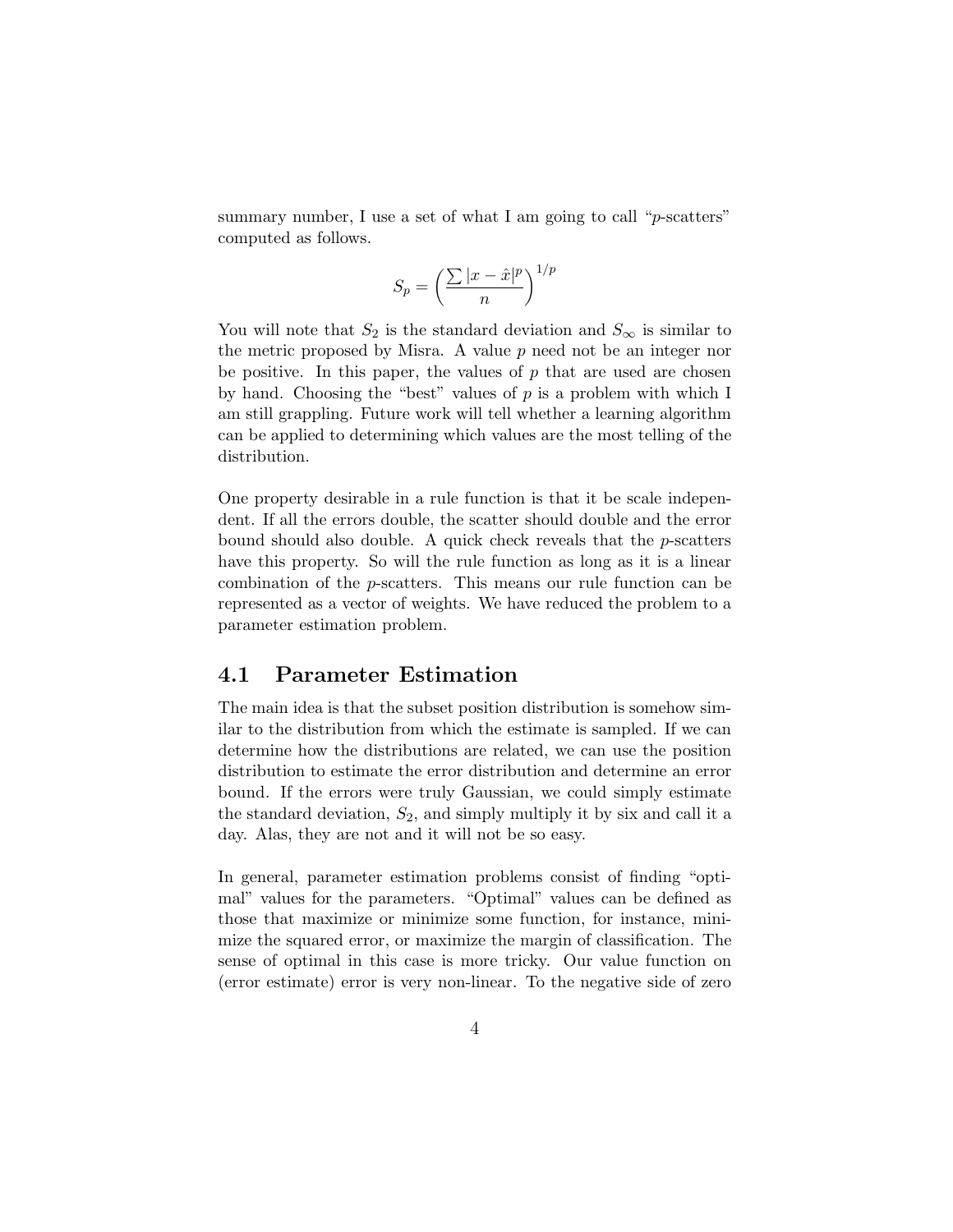summary number, I use a set of what I am going to call "$p$-scatters" computed as follows.

$$S_p = \left( \frac{\sum |x - \hat{x}|^p}{n} \right)^{1/p}$$

You will note that $S_2$ is the standard deviation and $S_\infty$ is similar to the metric proposed by Misra. A value $p$ need not be an integer nor be positive. In this paper, the values of $p$ that are used are chosen by hand. Choosing the "best" values of $p$ is a problem with which I am still grappling. Future work will tell whether a learning algorithm can be applied to determining which values are the most telling of the distribution.

One property desirable in a rule function is that it be scale independent. If all the errors double, the scatter should double and the error bound should also double. A quick check reveals that the $p$-scatters have this property. So will the rule function as long as it is a linear combination of the $p$-scatters. This means our rule function can be represented as a vector of weights. We have reduced the problem to a parameter estimation problem.

## 4.1 Parameter Estimation

The main idea is that the subset position distribution is somehow similar to the distribution from which the estimate is sampled. If we can determine how the distributions are related, we can use the position distribution to estimate the error distribution and determine an error bound. If the errors were truly Gaussian, we could simply estimate the standard deviation, $S_2$, and simply multiply it by six and call it a day. Alas, they are not and it will not be so easy.

In general, parameter estimation problems consist of finding "optimal" values for the parameters. "Optimal" values can be defined as those that maximize or minimize some function, for instance, minimize the squared error, or maximize the margin of classification. The sense of optimal in this case is more tricky. Our value function on (error estimate) error is very non-linear. To the negative side of zero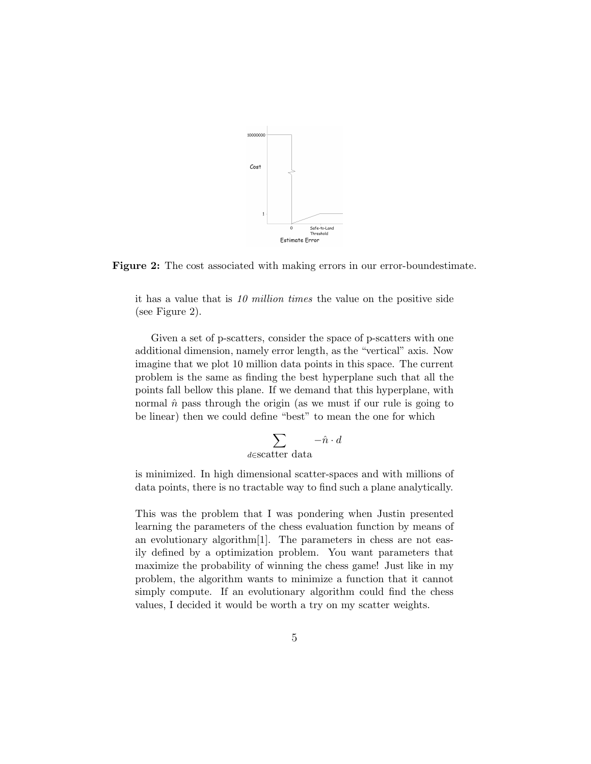**Figure 2:** The cost associated with making errors in our error-boundestimate.

it has a value that is *10 million times* the value on the positive side (see Figure 2).

Given a set of p-scatters, consider the space of p-scatters with one additional dimension, namely error length, as the "vertical" axis. Now imagine that we plot 10 million data points in this space. The current problem is the same as finding the best hyperplane such that all the points fall bellow this plane. If we demand that this hyperplane, with normal $\hat{n}$ pass through the origin (as we must if our rule is going to be linear) then we could define "best" to mean the one for which

$$\sum_{d \in \text{scatter data}} -\hat{n} \cdot d$$

is minimized. In high dimensional scatter-spaces and with millions of data points, there is no tractable way to find such a plane analytically.

This was the problem that I was pondering when Justin presented learning the parameters of the chess evaluation function by means of an evolutionary algorithm[1]. The parameters in chess are not easily defined by a optimization problem. You want parameters that maximize the probability of winning the chess game! Just like in my problem, the algorithm wants to minimize a function that it cannot simply compute. If an evolutionary algorithm could find the chess values, I decided it would be worth a try on my scatter weights.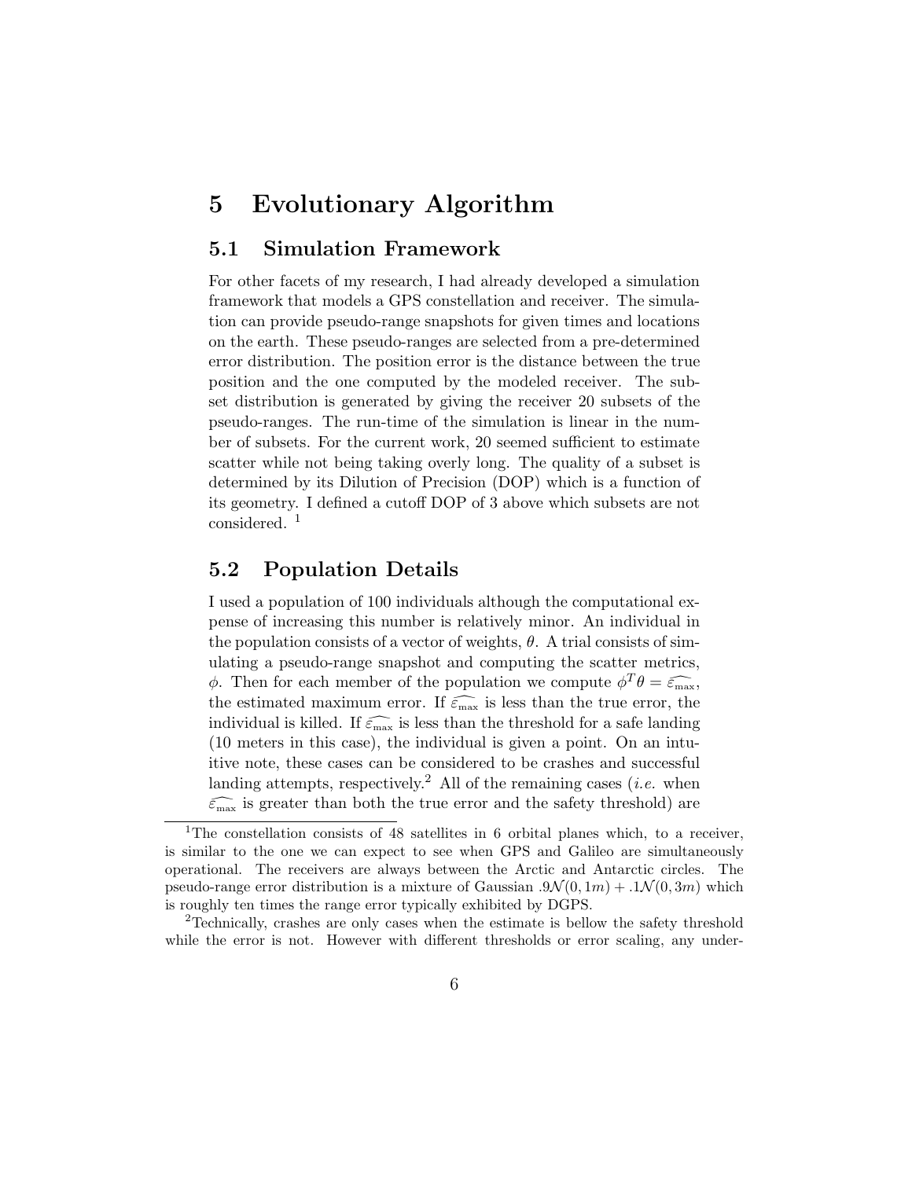# 5 Evolutionary Algorithm

## 5.1 Simulation Framework

For other facets of my research, I had already developed a simulation framework that models a GPS constellation and receiver. The simulation can provide pseudo-range snapshots for given times and locations on the earth. These pseudo-ranges are selected from a pre-determined error distribution. The position error is the distance between the true position and the one computed by the modeled receiver. The subset distribution is generated by giving the receiver 20 subsets of the pseudo-ranges. The run-time of the simulation is linear in the number of subsets. For the current work, 20 seemed sufficient to estimate scatter while not being taking overly long. The quality of a subset is determined by its Dilution of Precision (DOP) which is a function of its geometry. I defined a cutoff DOP of 3 above which subsets are not considered. [1]

## 5.2 Population Details

I used a population of 100 individuals although the computational expense of increasing this number is relatively minor. An individual in the population consists of a vector of weights, $\theta$. A trial consists of simulating a pseudo-range snapshot and computing the scatter metrics, $\phi$. Then for each member of the population we compute $\phi^T\theta = \widehat{\varepsilon_{\max}}$, the estimated maximum error. If $\widehat{\varepsilon_{\max}}$ is less than the true error, the individual is killed. If $\widehat{\varepsilon_{\max}}$ is less than the threshold for a safe landing (10 meters in this case), the individual is given a point. On an intuitive note, these cases can be considered to be crashes and successful landing attempts, respectively.[2] All of the remaining cases (*i.e.* when $\widehat{\varepsilon_{\max}}$ is greater than both the true error and the safety threshold) are

---

[1] The constellation consists of 48 satellites in 6 orbital planes which, to a receiver, is similar to the one we can expect to see when GPS and Galileo are simultaneously operational. The receivers are always between the Arctic and Antarctic circles. The pseudo-range error distribution is a mixture of Gaussian $.9\mathcal{N}(0, 1m) + .1\mathcal{N}(0, 3m)$ which is roughly ten times the range error typically exhibited by DGPS.

[2] Technically, crashes are only cases when the estimate is bellow the safety threshold while the error is not. However with different thresholds or error scaling, any under-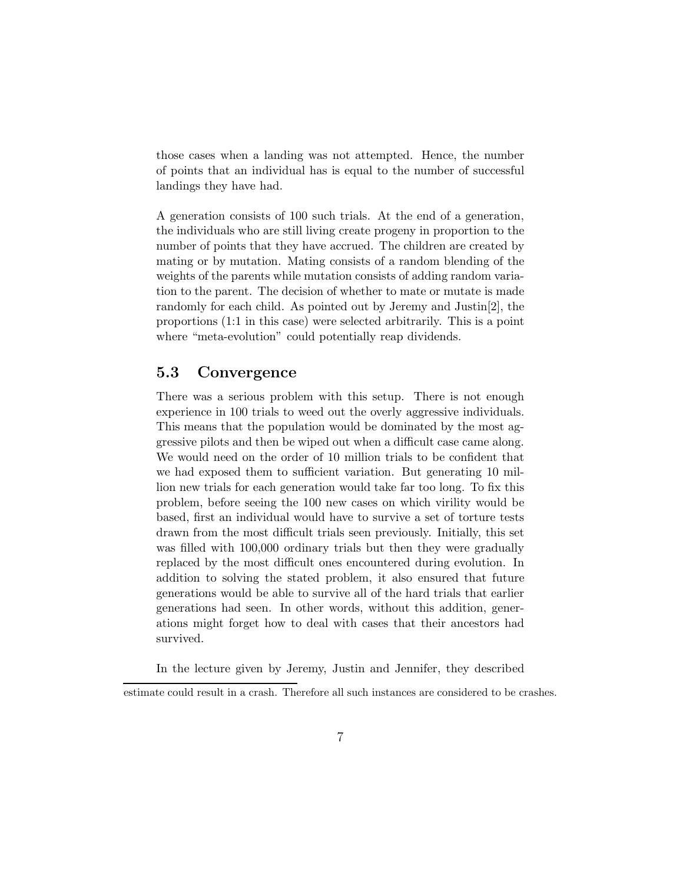those cases when a landing was not attempted. Hence, the number of points that an individual has is equal to the number of successful landings they have had.

A generation consists of 100 such trials. At the end of a generation, the individuals who are still living create progeny in proportion to the number of points that they have accrued. The children are created by mating or by mutation. Mating consists of a random blending of the weights of the parents while mutation consists of adding random variation to the parent. The decision of whether to mate or mutate is made randomly for each child. As pointed out by Jeremy and Justin[2], the proportions (1:1 in this case) were selected arbitrarily. This is a point where "meta-evolution" could potentially reap dividends.

## 5.3 Convergence

There was a serious problem with this setup. There is not enough experience in 100 trials to weed out the overly aggressive individuals. This means that the population would be dominated by the most aggressive pilots and then be wiped out when a difficult case came along. We would need on the order of 10 million trials to be confident that we had exposed them to sufficient variation. But generating 10 million new trials for each generation would take far too long. To fix this problem, before seeing the 100 new cases on which virility would be based, first an individual would have to survive a set of torture tests drawn from the most difficult trials seen previously. Initially, this set was filled with 100,000 ordinary trials but then they were gradually replaced by the most difficult ones encountered during evolution. In addition to solving the stated problem, it also ensured that future generations would be able to survive all of the hard trials that earlier generations had seen. In other words, without this addition, generations might forget how to deal with cases that their ancestors had survived.

In the lecture given by Jeremy, Justin and Jennifer, they described

estimate could result in a crash. Therefore all such instances are considered to be crashes.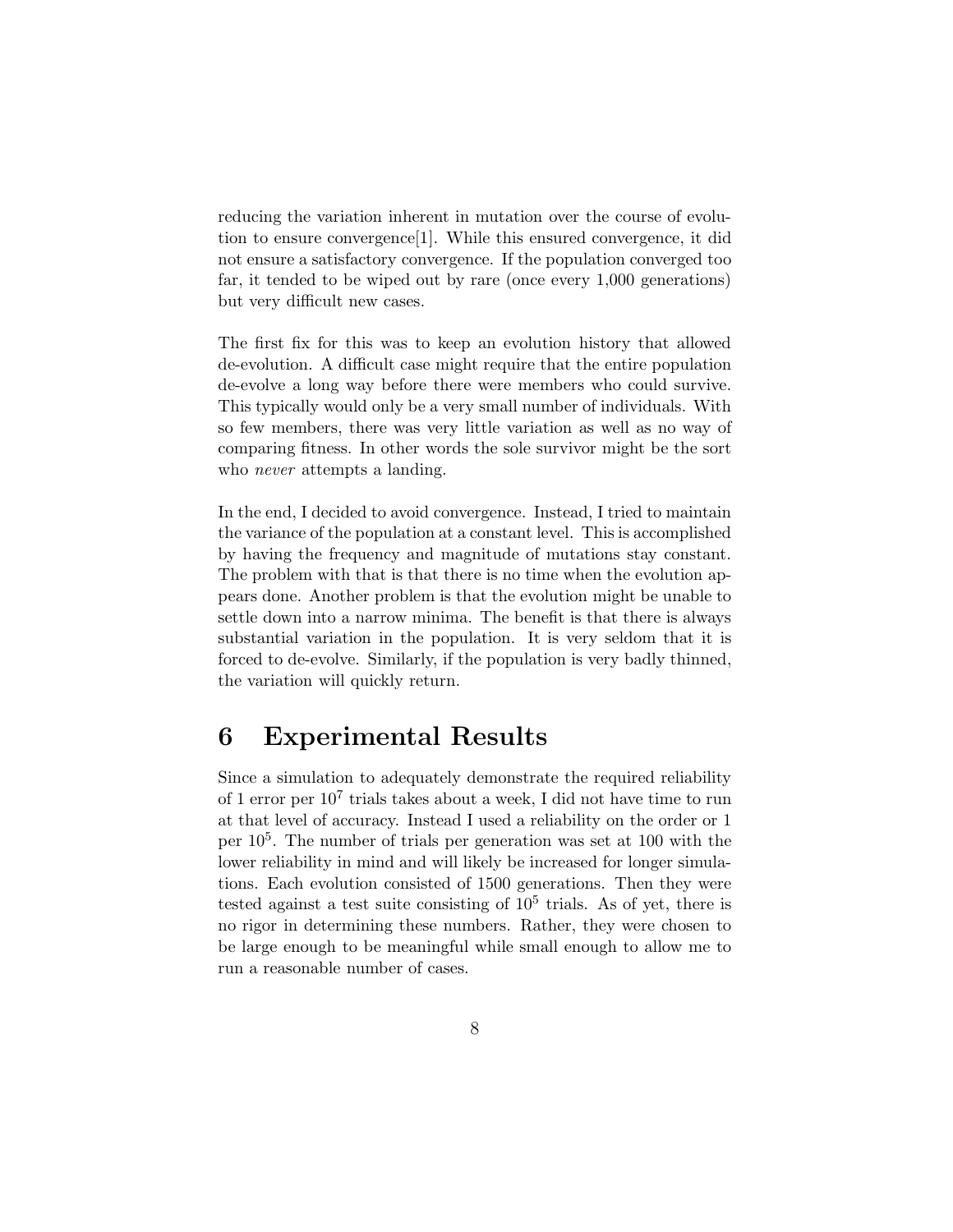reducing the variation inherent in mutation over the course of evolution to ensure convergence[1]. While this ensured convergence, it did not ensure a satisfactory convergence. If the population converged too far, it tended to be wiped out by rare (once every 1,000 generations) but very difficult new cases.

The first fix for this was to keep an evolution history that allowed de-evolution. A difficult case might require that the entire population de-evolve a long way before there were members who could survive. This typically would only be a very small number of individuals. With so few members, there was very little variation as well as no way of comparing fitness. In other words the sole survivor might be the sort who *never* attempts a landing.

In the end, I decided to avoid convergence. Instead, I tried to maintain the variance of the population at a constant level. This is accomplished by having the frequency and magnitude of mutations stay constant. The problem with that is that there is no time when the evolution appears done. Another problem is that the evolution might be unable to settle down into a narrow minima. The benefit is that there is always substantial variation in the population. It is very seldom that it is forced to de-evolve. Similarly, if the population is very badly thinned, the variation will quickly return.

# 6 Experimental Results

Since a simulation to adequately demonstrate the required reliability of 1 error per $10^7$ trials takes about a week, I did not have time to run at that level of accuracy. Instead I used a reliability on the order or 1 per $10^5$. The number of trials per generation was set at 100 with the lower reliability in mind and will likely be increased for longer simulations. Each evolution consisted of 1500 generations. Then they were tested against a test suite consisting of $10^5$ trials. As of yet, there is no rigor in determining these numbers. Rather, they were chosen to be large enough to be meaningful while small enough to allow me to run a reasonable number of cases.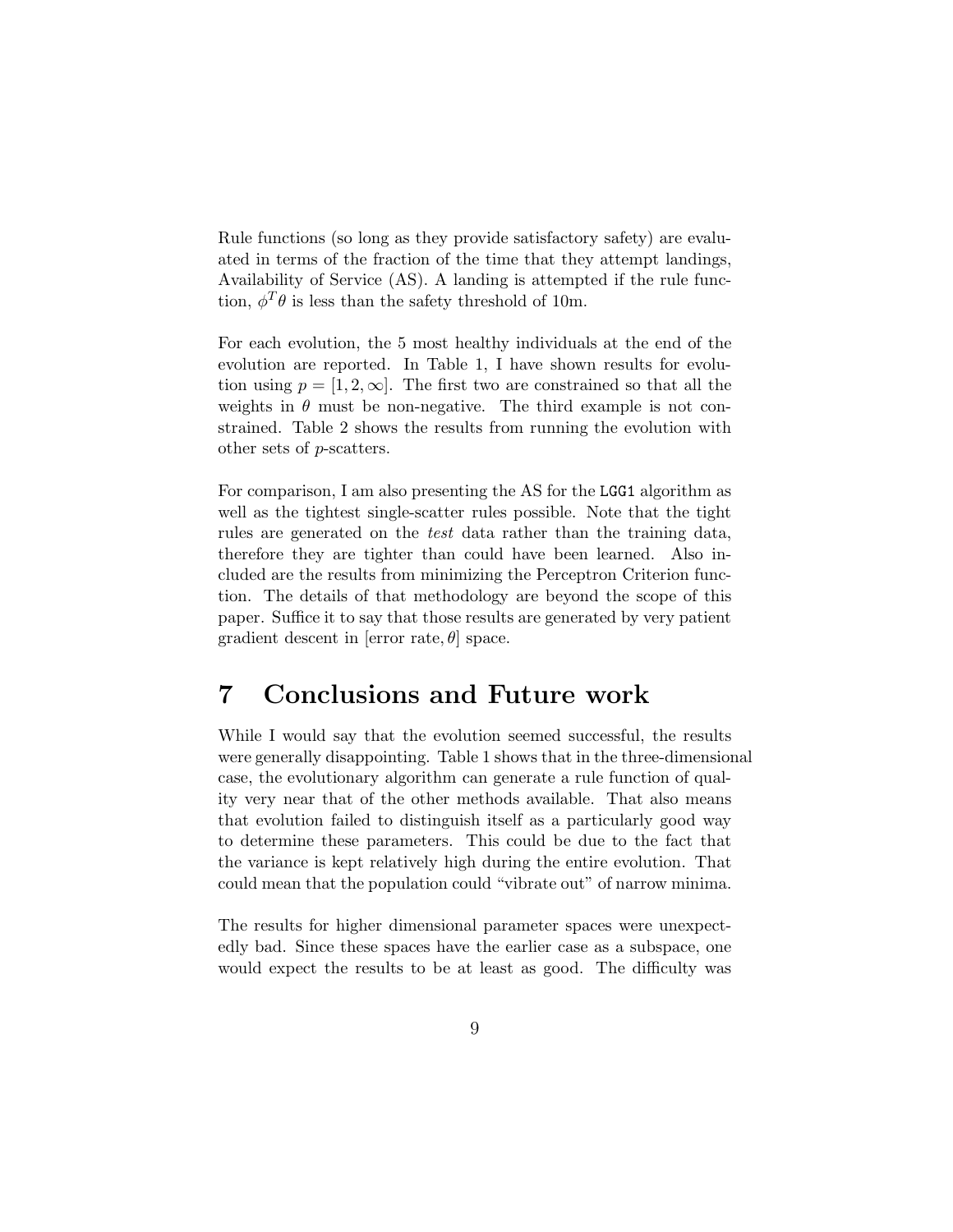Rule functions (so long as they provide satisfactory safety) are evaluated in terms of the fraction of the time that they attempt landings, Availability of Service (AS). A landing is attempted if the rule function, $\phi^T\theta$ is less than the safety threshold of 10m.

For each evolution, the 5 most healthy individuals at the end of the evolution are reported. In Table 1, I have shown results for evolution using $p = [1, 2, \infty]$. The first two are constrained so that all the weights in $\theta$ must be non-negative. The third example is not constrained. Table 2 shows the results from running the evolution with other sets of $p$-scatters.

For comparison, I am also presenting the AS for the `LGG1` algorithm as well as the tightest single-scatter rules possible. Note that the tight rules are generated on the *test* data rather than the training data, therefore they are tighter than could have been learned. Also included are the results from minimizing the Perceptron Criterion function. The details of that methodology are beyond the scope of this paper. Suffice it to say that those results are generated by very patient gradient descent in $[\text{error rate}, \theta]$ space.

# 7 Conclusions and Future work

While I would say that the evolution seemed successful, the results were generally disappointing. Table 1 shows that in the three-dimensional case, the evolutionary algorithm can generate a rule function of quality very near that of the other methods available. That also means that evolution failed to distinguish itself as a particularly good way to determine these parameters. This could be due to the fact that the variance is kept relatively high during the entire evolution. That could mean that the population could "vibrate out" of narrow minima.

The results for higher dimensional parameter spaces were unexpectedly bad. Since these spaces have the earlier case as a subspace, one would expect the results to be at least as good. The difficulty was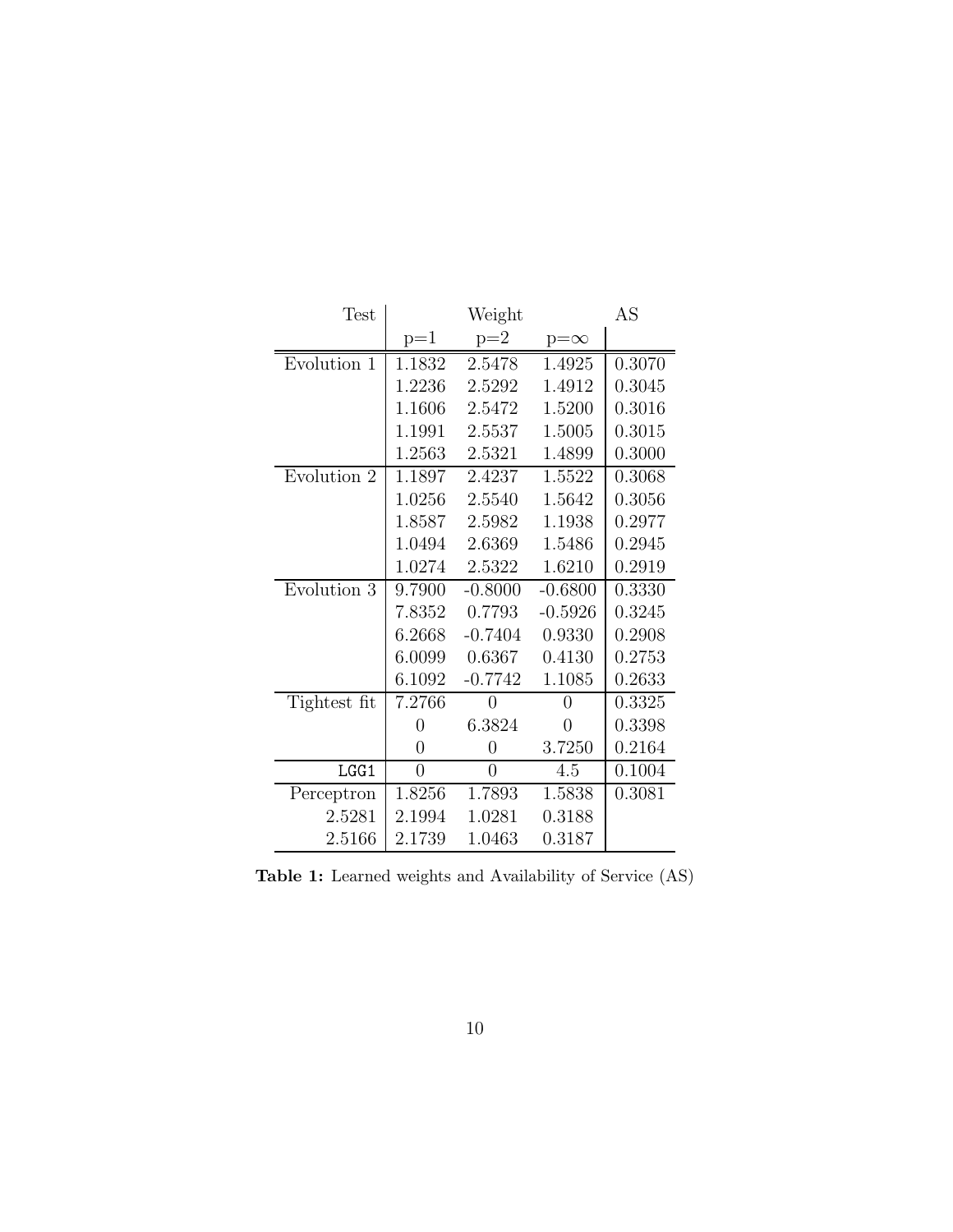| Test | Weight | | | AS |
|---|---|---|---|---|
| | p=1 | p=2 | p=$\infty$ | |
| Evolution 1 | 1.1832 | 2.5478 | 1.4925 | 0.3070 |
| | 1.2236 | 2.5292 | 1.4912 | 0.3045 |
| | 1.1606 | 2.5472 | 1.5200 | 0.3016 |
| | 1.1991 | 2.5537 | 1.5005 | 0.3015 |
| | 1.2563 | 2.5321 | 1.4899 | 0.3000 |
| Evolution 2 | 1.1897 | 2.4237 | 1.5522 | 0.3068 |
| | 1.0256 | 2.5540 | 1.5642 | 0.3056 |
| | 1.8587 | 2.5982 | 1.1938 | 0.2977 |
| | 1.0494 | 2.6369 | 1.5486 | 0.2945 |
| | 1.0274 | 2.5322 | 1.6210 | 0.2919 |
| Evolution 3 | 9.7900 | -0.8000 | -0.6800 | 0.3330 |
| | 7.8352 | 0.7793 | -0.5926 | 0.3245 |
| | 6.2668 | -0.7404 | 0.9330 | 0.2908 |
| | 6.0099 | 0.6367 | 0.4130 | 0.2753 |
| | 6.1092 | -0.7742 | 1.1085 | 0.2633 |
| Tightest fit | 7.2766 | 0 | 0 | 0.3325 |
| | 0 | 6.3824 | 0 | 0.3398 |
| | 0 | 0 | 3.7250 | 0.2164 |
| LGG1 | 0 | 0 | 4.5 | 0.1004 |
| Perceptron | 1.8256 | 1.7893 | 1.5838 | 0.3081 |
| 2.5281 | 2.1994 | 1.0281 | 0.3188 | |
| 2.5166 | 2.1739 | 1.0463 | 0.3187 | |

**Table 1:** Learned weights and Availability of Service (AS)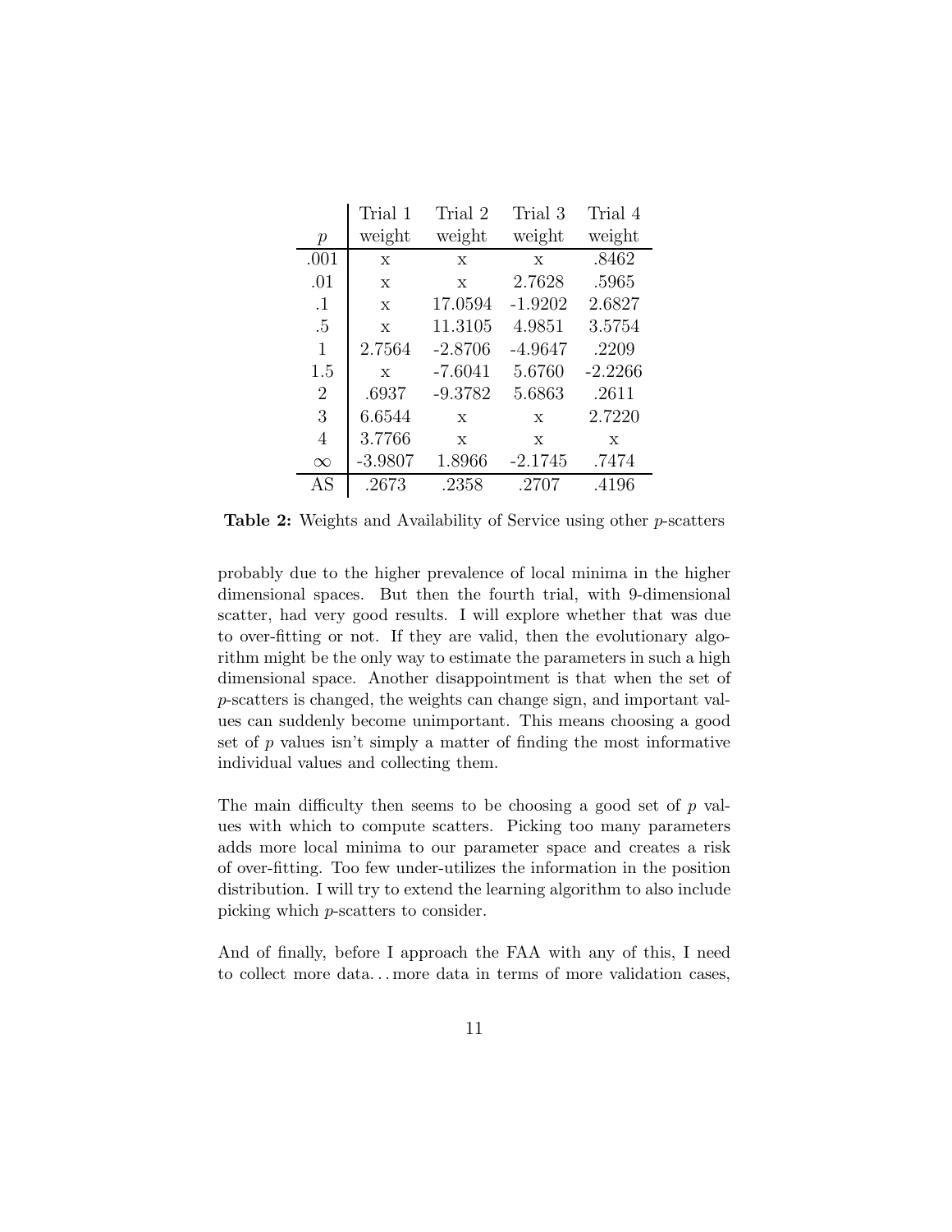| $p$ | Trial 1 weight | Trial 2 weight | Trial 3 weight | Trial 4 weight |
|---|---|---|---|---|
| .001 | x | x | x | .8462 |
| .01 | x | x | 2.7628 | .5965 |
| .1 | x | 17.0594 | -1.9202 | 2.6827 |
| .5 | x | 11.3105 | 4.9851 | 3.5754 |
| 1 | 2.7564 | -2.8706 | -4.9647 | .2209 |
| 1.5 | x | -7.6041 | 5.6760 | -2.2266 |
| 2 | .6937 | -9.3782 | 5.6863 | .2611 |
| 3 | 6.6544 | x | x | 2.7220 |
| 4 | 3.7766 | x | x | x |
| $\infty$ | -3.9807 | 1.8966 | -2.1745 | .7474 |
| AS | .2673 | .2358 | .2707 | .4196 |

**Table 2:** Weights and Availability of Service using other $p$-scatters

probably due to the higher prevalence of local minima in the higher dimensional spaces. But then the fourth trial, with 9-dimensional scatter, had very good results. I will explore whether that was due to over-fitting or not. If they are valid, then the evolutionary algorithm might be the only way to estimate the parameters in such a high dimensional space. Another disappointment is that when the set of $p$-scatters is changed, the weights can change sign, and important values can suddenly become unimportant. This means choosing a good set of $p$ values isn't simply a matter of finding the most informative individual values and collecting them.

The main difficulty then seems to be choosing a good set of $p$ values with which to compute scatters. Picking too many parameters adds more local minima to our parameter space and creates a risk of over-fitting. Too few under-utilizes the information in the position distribution. I will try to extend the learning algorithm to also include picking which $p$-scatters to consider.

And of finally, before I approach the FAA with any of this, I need to collect more data... more data in terms of more validation cases,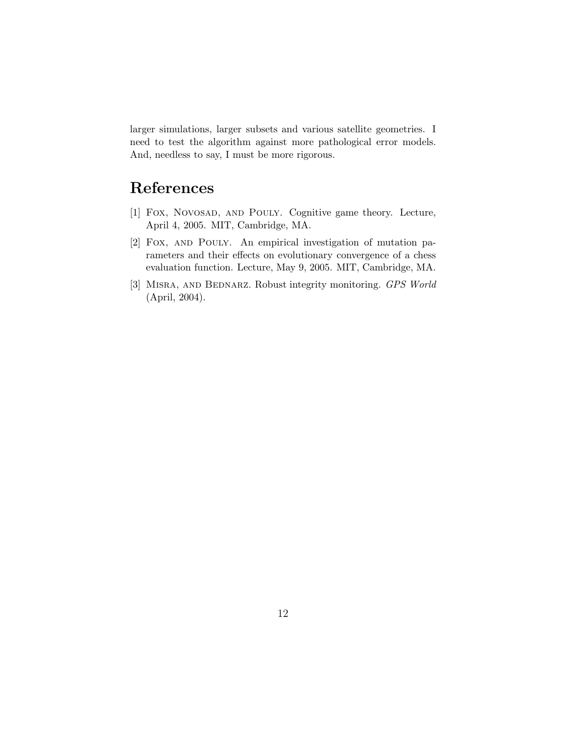larger simulations, larger subsets and various satellite geometries. I need to test the algorithm against more pathological error models. And, needless to say, I must be more rigorous.

# References

[1] Fox, Novosad, and Pouly. Cognitive game theory. Lecture, April 4, 2005. MIT, Cambridge, MA.

[2] Fox, and Pouly. An empirical investigation of mutation parameters and their effects on evolutionary convergence of a chess evaluation function. Lecture, May 9, 2005. MIT, Cambridge, MA.

[3] Misra, and Bednarz. Robust integrity monitoring. *GPS World* (April, 2004).